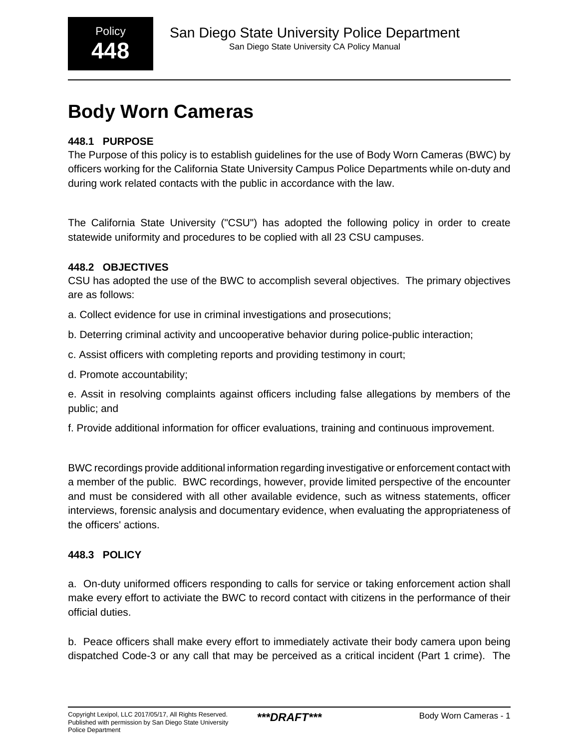# Body Worn Cameras

### 448.1 PURPOSE

The Purpose of this policy is to establish guidelines for the use of Body Worn Cameras (BWC) by officers working for the California State University Campus Police Departments while on-duty and during work related contacts with the public in accordance with the law.

The California State University ("CSU") has adopted the following policy in order to create statewide uniformity and procedures to be coplied with all 23 CSU campuses.

### 448.2 OBJECTIVES

CSU has adopted the use of the BWC to accomplish several objectives. The primary objectives are as follows:

a. Collect evidence for use in criminal investigations and prosecutions;

b. Deterring criminal activity and uncooperative behavior during police-public interaction;

c. Assist officers with completing reports and providing testimony in court;

d. Promote accountability;

e. Assit in resolving complaints against officers including false allegations by members of the public; and

f. Provide additional information for officer evaluations, training and continuous improvement.

BWC recordings provide additional information regarding investigative or enforcement contact with a member of the public. BWC recordings, however, provide limited perspective of the encounter and must be considered with all other available evidence, such as witness statements, officer interviews, forensic analysis and documentary evidence, when evaluating the appropriateness of the officers' actions.

### 448.3 POLICY

a. On-duty uniformed officers responding to calls for service or taking enforcement action shall make every effort to activiate the BWC to record contact with citizens in the performance of their official duties.

b. Peace officers shall make every effort to immediately activate their body camera upon being dispatched Code-3 or any call that may be perceived as a critical incident (Part 1 crime). The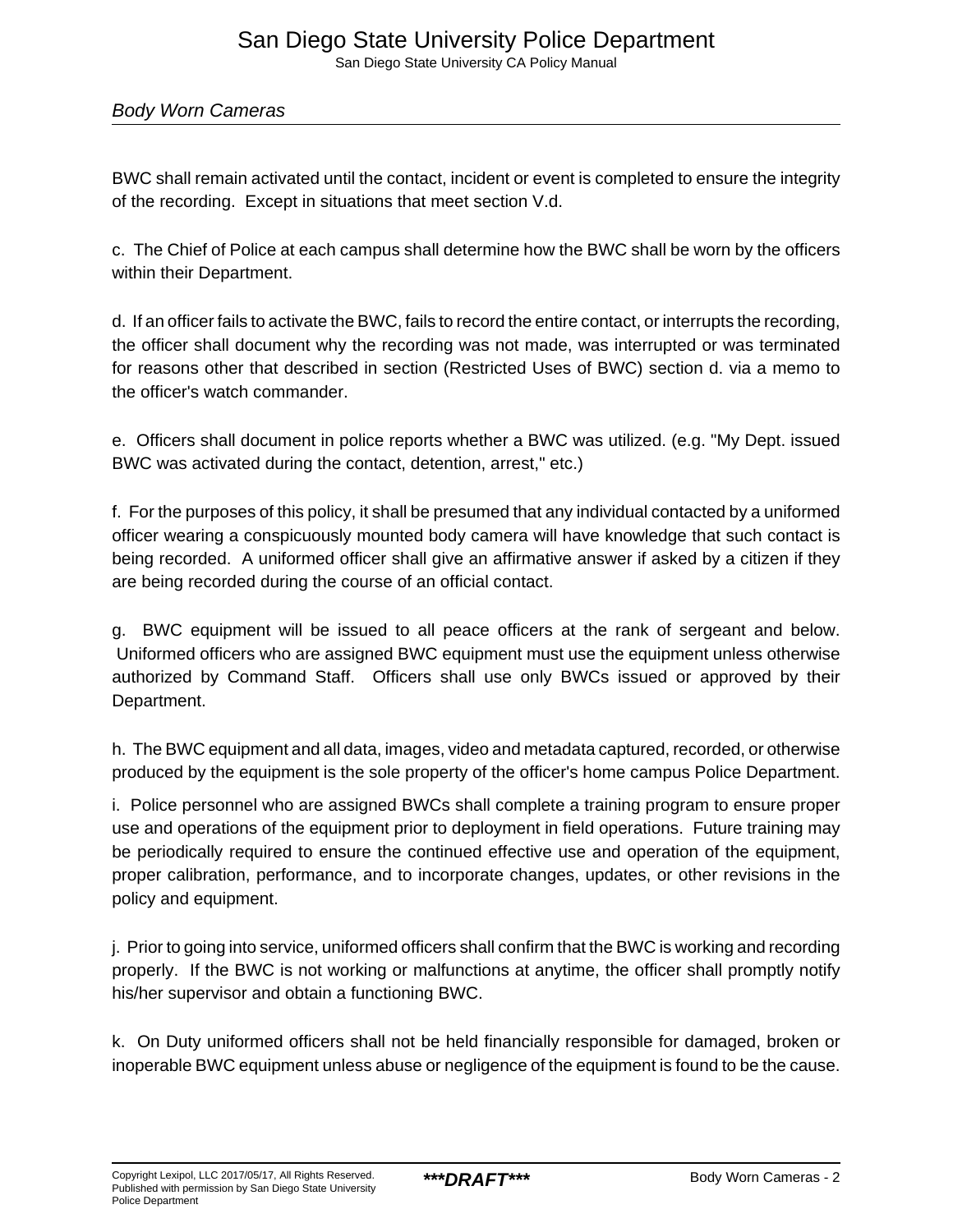BWC shall remain activated until the contact, incident or event is completed to ensure the integrity of the recording. Except in situations that meet section V.d.

c. The Chief of Police at each campus shall determine how the BWC shall be worn by the officers within their Department.

d. If an officer fails to activate the BWC, fails to record the entire contact, or interrupts the recording, the officer shall document why the recording was not made, was interrupted or was terminated for reasons other that described in section (Restricted Uses of BWC) section d. via a memo to the officer's watch commander.

e. Officers shall document in police reports whether a BWC was utilized. (e.g. "My Dept. issued BWC was activated during the contact, detention, arrest," etc.)

f. For the purposes of this policy, it shall be presumed that any individual contacted by a uniformed officer wearing a conspicuously mounted body camera will have knowledge that such contact is being recorded. A uniformed officer shall give an affirmative answer if asked by a citizen if they are being recorded during the course of an official contact.

g. BWC equipment will be issued to all peace officers at the rank of sergeant and below. Uniformed officers who are assigned BWC equipment must use the equipment unless otherwise authorized by Command Staff. Officers shall use only BWCs issued or approved by their Department.

h. The BWC equipment and all data, images, video and metadata captured, recorded, or otherwise produced by the equipment is the sole property of the officer's home campus Police Department.

i. Police personnel who are assigned BWCs shall complete a training program to ensure proper use and operations of the equipment prior to deployment in field operations. Future training may be periodically required to ensure the continued effective use and operation of the equipment, proper calibration, performance, and to incorporate changes, updates, or other revisions in the policy and equipment.

j. Prior to going into service, uniformed officers shall confirm that the BWC is working and recording properly. If the BWC is not working or malfunctions at anytime, the officer shall promptly notify his/her supervisor and obtain a functioning BWC.

k. On Duty uniformed officers shall not be held financially responsible for damaged, broken or inoperable BWC equipment unless abuse or negligence of the equipment is found to be the cause.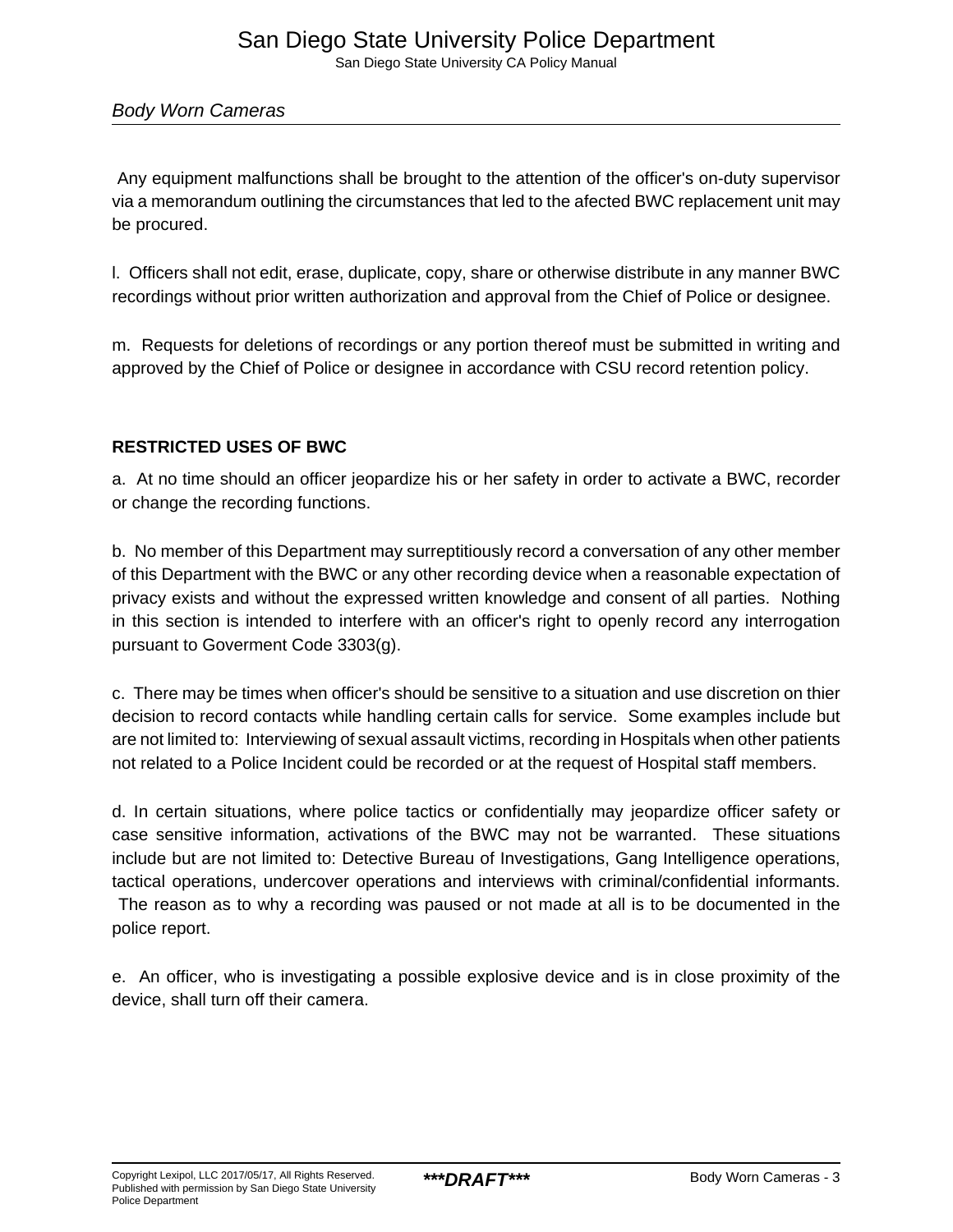Any equipment malfunctions shall be brought to the attention of the officer's on-duty supervisor via a memorandum outlining the circumstances that led to the afected BWC replacement unit may be procured.

l. Officers shall not edit, erase, duplicate, copy, share or otherwise distribute in any manner BWC recordings without prior written authorization and approval from the Chief of Police or designee.

m. Requests for deletions of recordings or any portion thereof must be submitted in writing and approved by the Chief of Police or designee in accordance with CSU record retention policy.

**RESTRICTED USES OF BWC**

a. At no time should an officer jeopardize his or her safety in order to activate a BWC, recorder or change the recording functions.

b. No member of this Department may surreptitiously record a conversation of any other member of this Department with the BWC or any other recording device when a reasonable expectation of privacy exists and without the expressed written knowledge and consent of all parties. Nothing in this section is intended to interfere with an officer's right to openly record any interrogation pursuant to Goverment Code 3303(g).

c. There may be times when officer's should be sensitive to a situation and use discretion on thier decision to record contacts while handling certain calls for service. Some examples include but are not limited to: Interviewing of sexual assault victims, recording in Hospitals when other patients not related to a Police Incident could be recorded or at the request of Hospital staff members.

d. In certain situations, where police tactics or confidentially may jeopardize officer safety or case sensitive information, activations of the BWC may not be warranted. These situations include but are not limited to: Detective Bureau of Investigations, Gang Intelligence operations, tactical operations, undercover operations and interviews with criminal/confidential informants. The reason as to why a recording was paused or not made at all is to be documented in the police report.

e. An officer, who is investigating a possible explosive device and is in close proximity of the device, shall turn off their camera.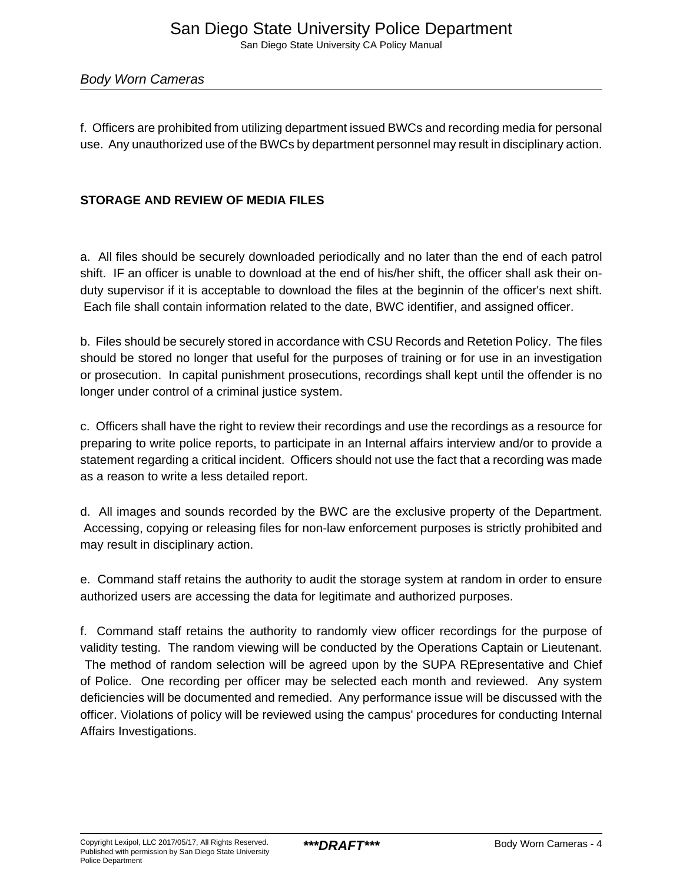f. Officers are prohibited from utilizing department issued BWCs and recording media for personal use. Any unauthorized use of the BWCs by department personnel may result in disciplinary action.

**STORAGE AND REVIEW OF MEDIA FILES**

a. All files should be securely downloaded periodically and no later than the end of each patrol shift. IF an officer is unable to download at the end of his/her shift, the officer shall ask their on-duty supervisor if it is acceptable to download the files at the beginnin of the officer's next shift. Each file shall contain information related to the date, BWC identifier, and assigned officer.

b. Files should be securely stored in accordance with CSU Records and Retetion Policy. The files should be stored no longer that useful for the purposes of training or for use in an investigation or prosecution. In capital punishment prosecutions, recordings shall kept until the offender is no longer under control of a criminal justice system.

c. Officers shall have the right to review their recordings and use the recordings as a resource for preparing to write police reports, to participate in an Internal affairs interview and/or to provide a statement regarding a critical incident. Officers should not use the fact that a recording was made as a reason to write a less detailed report.

d. All images and sounds recorded by the BWC are the exclusive property of the Department. Accessing, copying or releasing files for non-law enforcement purposes is strictly prohibited and may result in disciplinary action.

e. Command staff retains the authority to audit the storage system at random in order to ensure authorized users are accessing the data for legitimate and authorized purposes.

f. Command staff retains the authority to randomly view officer recordings for the purpose of validity testing. The random viewing will be conducted by the Operations Captain or Lieutenant. The method of random selection will be agreed upon by the SUPA REpresentative and Chief of Police. One recording per officer may be selected each month and reviewed. Any system deficiencies will be documented and remedied. Any performance issue will be discussed with the officer. Violations of policy will be reviewed using the campus' procedures for conducting Internal Affairs Investigations.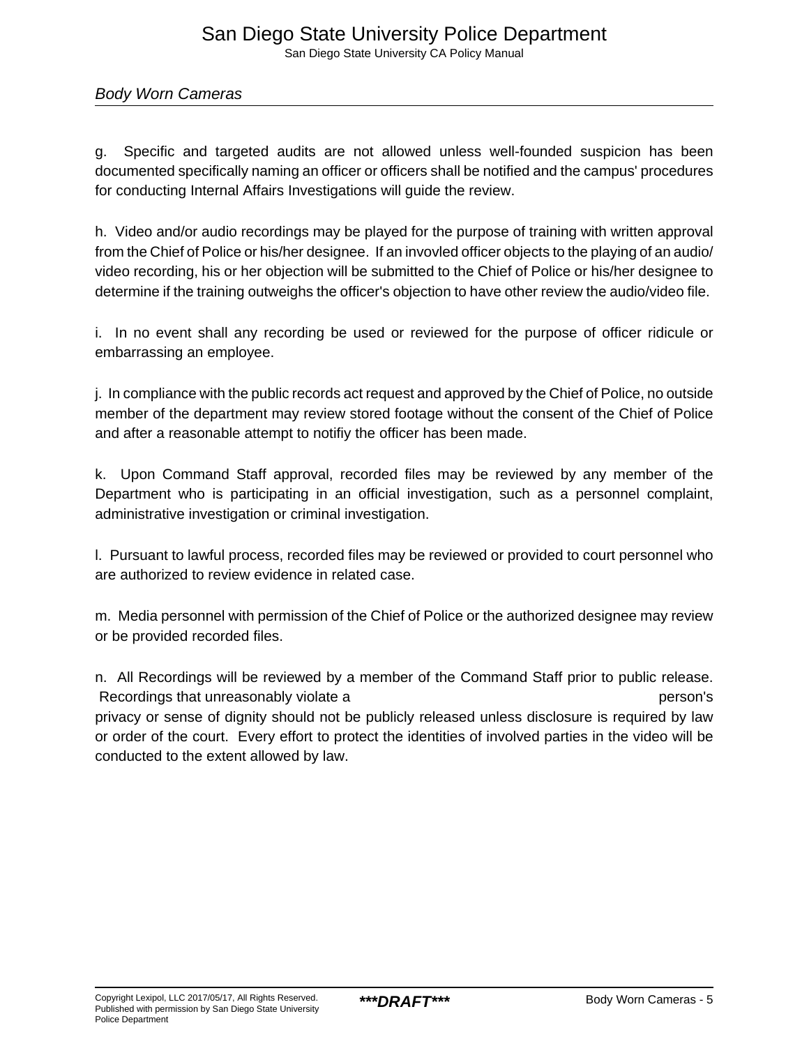g. Specific and targeted audits are not allowed unless well-founded suspicion has been documented specifically naming an officer or officers shall be notified and the campus' procedures for conducting Internal Affairs Investigations will guide the review.

h. Video and/or audio recordings may be played for the purpose of training with written approval from the Chief of Police or his/her designee. If an invovled officer objects to the playing of an audio/video recording, his or her objection will be submitted to the Chief of Police or his/her designee to determine if the training outweighs the officer's objection to have other review the audio/video file.

i. In no event shall any recording be used or reviewed for the purpose of officer ridicule or embarrassing an employee.

j. In compliance with the public records act request and approved by the Chief of Police, no outside member of the department may review stored footage without the consent of the Chief of Police and after a reasonable attempt to notifiy the officer has been made.

k. Upon Command Staff approval, recorded files may be reviewed by any member of the Department who is participating in an official investigation, such as a personnel complaint, administrative investigation or criminal investigation.

l. Pursuant to lawful process, recorded files may be reviewed or provided to court personnel who are authorized to review evidence in related case.

m. Media personnel with permission of the Chief of Police or the authorized designee may review or be provided recorded files.

n. All Recordings will be reviewed by a member of the Command Staff prior to public release. Recordings that unreasonably violate a person's privacy or sense of dignity should not be publicly released unless disclosure is required by law or order of the court. Every effort to protect the identities of involved parties in the video will be conducted to the extent allowed by law.